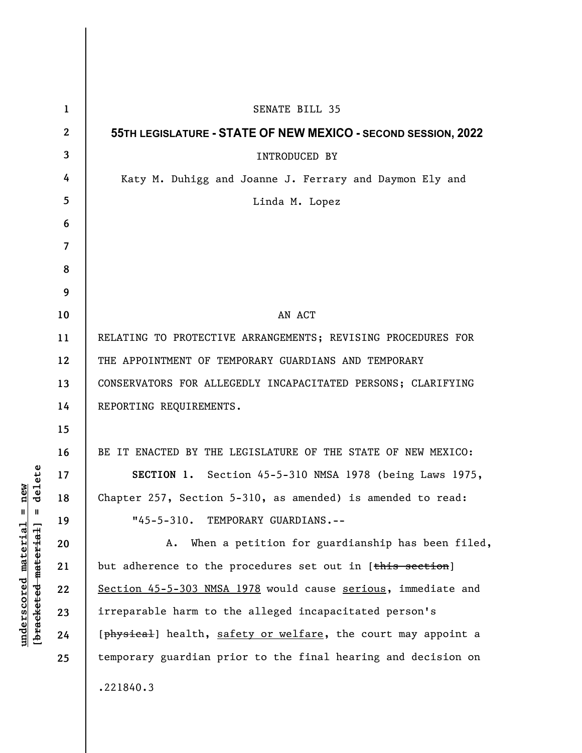SENATE BILL 35

**55TH LEGISLATURE - STATE OF NEW MEXICO - SECOND SESSION, 2022**

INTRODUCED BY

Katy M. Duhigg and Joanne J. Ferrary and Daymon Ely and Linda M. Lopez

AN ACT

RELATING TO PROTECTIVE ARRANGEMENTS; REVISING PROCEDURES FOR THE APPOINTMENT OF TEMPORARY GUARDIANS AND TEMPORARY CONSERVATORS FOR ALLEGEDLY INCAPACITATED PERSONS; CLARIFYING REPORTING REQUIREMENTS.

BE IT ENACTED BY THE LEGISLATURE OF THE STATE OF NEW MEXICO:

**SECTION 1.** Section 45-5-310 NMSA 1978 (being Laws 1975, Chapter 257, Section 5-310, as amended) is amended to read:

"45-5-310. TEMPORARY GUARDIANS.--

A. When a petition for guardianship has been filed, but adherence to the procedures set out in [~~this section~~] <u>Section 45-5-303 NMSA 1978</u> would cause <u>serious</u>, immediate and irreparable harm to the alleged incapacitated person's [~~physical~~] health, <u>safety or welfare</u>, the court may appoint a temporary guardian prior to the final hearing and decision on

.221840.3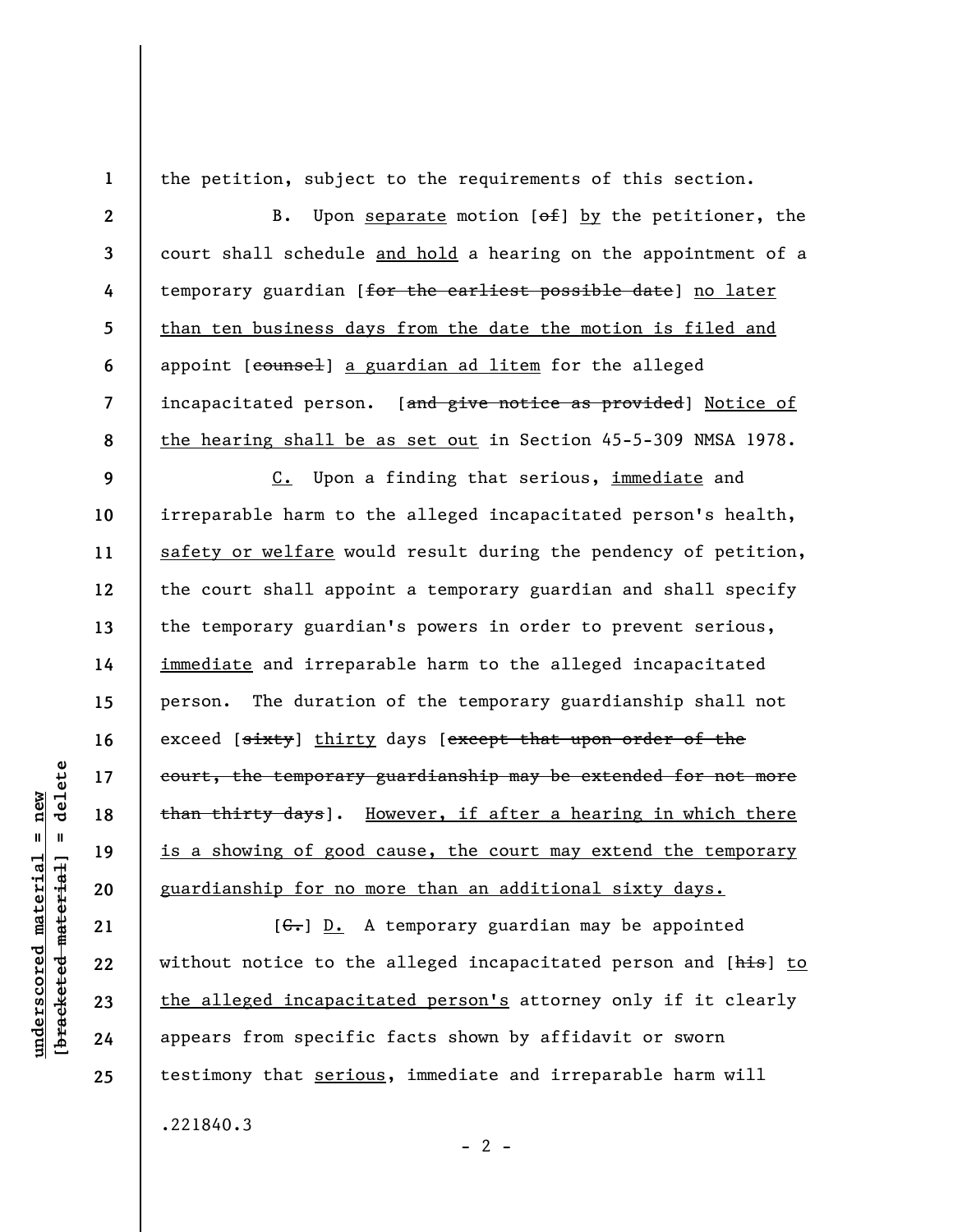the petition, subject to the requirements of this section.

B. Upon separate motion [of] by the petitioner, the court shall schedule and hold a hearing on the appointment of a temporary guardian [for the earliest possible date] no later than ten business days from the date the motion is filed and appoint [counsel] a guardian ad litem for the alleged incapacitated person. [and give notice as provided] Notice of the hearing shall be as set out in Section 45-5-309 NMSA 1978.

C. Upon a finding that serious, immediate and irreparable harm to the alleged incapacitated person's health, safety or welfare would result during the pendency of petition, the court shall appoint a temporary guardian and shall specify the temporary guardian's powers in order to prevent serious, immediate and irreparable harm to the alleged incapacitated person. The duration of the temporary guardianship shall not exceed [sixty] thirty days [except that upon order of the court, the temporary guardianship may be extended for not more than thirty days]. However, if after a hearing in which there is a showing of good cause, the court may extend the temporary guardianship for no more than an additional sixty days.

[C.] D. A temporary guardian may be appointed without notice to the alleged incapacitated person and [his] to the alleged incapacitated person's attorney only if it clearly appears from specific facts shown by affidavit or sworn testimony that serious, immediate and irreparable harm will

.221840.3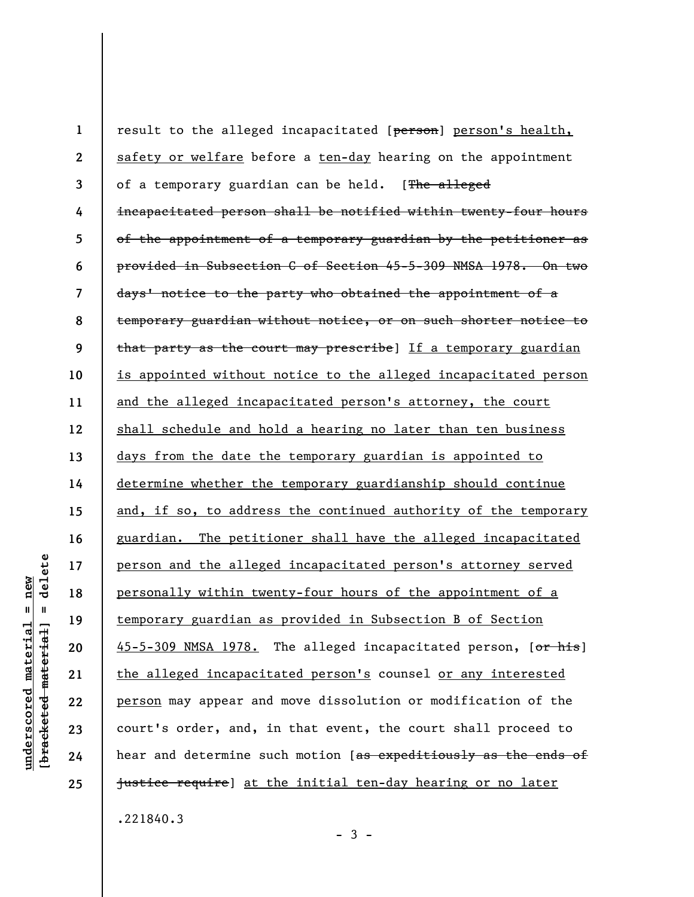result to the alleged incapacitated [~~person~~] <u>person's health, safety or welfare</u> before a <u>ten-day</u> hearing on the appointment of a temporary guardian can be held. [~~The alleged incapacitated person shall be notified within twenty-four hours of the appointment of a temporary guardian by the petitioner as provided in Subsection C of Section 45-5-309 NMSA 1978. On two days' notice to the party who obtained the appointment of a temporary guardian without notice, or on such shorter notice to that party as the court may prescribe~~] <u>If a temporary guardian is appointed without notice to the alleged incapacitated person and the alleged incapacitated person's attorney, the court shall schedule and hold a hearing no later than ten business days from the date the temporary guardian is appointed to determine whether the temporary guardianship should continue and, if so, to address the continued authority of the temporary guardian. The petitioner shall have the alleged incapacitated person and the alleged incapacitated person's attorney served personally within twenty-four hours of the appointment of a temporary guardian as provided in Subsection B of Section 45-5-309 NMSA 1978.</u> The alleged incapacitated person, [~~or his~~] <u>the alleged incapacitated person's</u> counsel <u>or any interested person</u> may appear and move dissolution or modification of the court's order, and, in that event, the court shall proceed to hear and determine such motion [~~as expeditiously as the ends of justice require~~] <u>at the initial ten-day hearing or no later</u>

.221840.3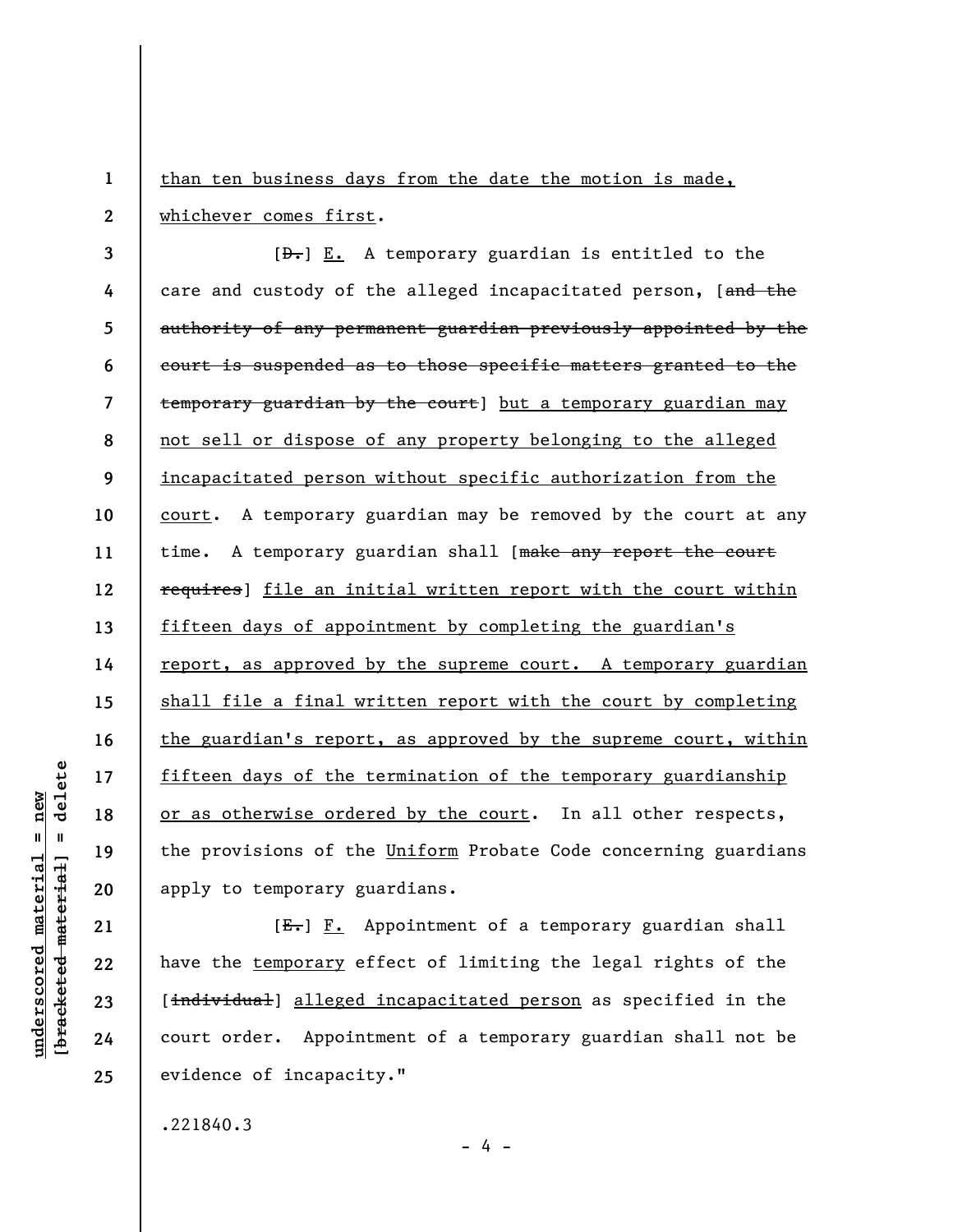than ten business days from the date the motion is made, whichever comes first.

[D.] E. A temporary guardian is entitled to the care and custody of the alleged incapacitated person, [and the authority of any permanent guardian previously appointed by the court is suspended as to those specific matters granted to the temporary guardian by the court] but a temporary guardian may not sell or dispose of any property belonging to the alleged incapacitated person without specific authorization from the court. A temporary guardian may be removed by the court at any time. A temporary guardian shall [make any report the court requires] file an initial written report with the court within fifteen days of appointment by completing the guardian's report, as approved by the supreme court. A temporary guardian shall file a final written report with the court by completing the guardian's report, as approved by the supreme court, within fifteen days of the termination of the temporary guardianship or as otherwise ordered by the court. In all other respects, the provisions of the Uniform Probate Code concerning guardians apply to temporary guardians.

[E.] F. Appointment of a temporary guardian shall have the temporary effect of limiting the legal rights of the [individual] alleged incapacitated person as specified in the court order. Appointment of a temporary guardian shall not be evidence of incapacity."

.221840.3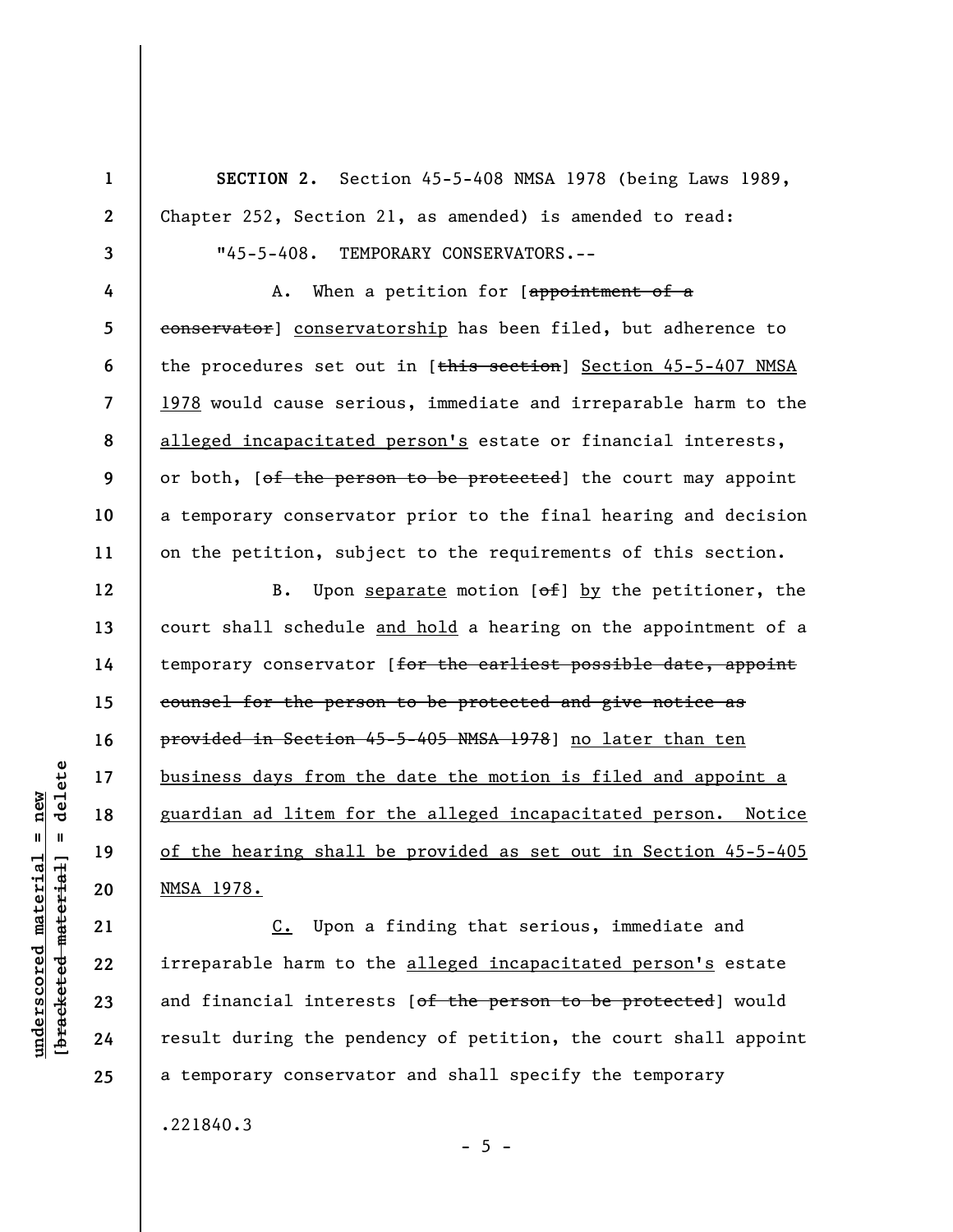**SECTION 2.** Section 45-5-408 NMSA 1978 (being Laws 1989, Chapter 252, Section 21, as amended) is amended to read:

"45-5-408. TEMPORARY CONSERVATORS.--

A. When a petition for [~~appointment of a conservator~~] <u>conservatorship</u> has been filed, but adherence to the procedures set out in [~~this section~~] <u>Section 45-5-407 NMSA 1978</u> would cause serious, immediate and irreparable harm to the <u>alleged incapacitated person's</u> estate or financial interests, or both, [~~of the person to be protected~~] the court may appoint a temporary conservator prior to the final hearing and decision on the petition, subject to the requirements of this section.

B. Upon <u>separate</u> motion [~~of~~] <u>by</u> the petitioner, the court shall schedule <u>and hold</u> a hearing on the appointment of a temporary conservator [~~for the earliest possible date, appoint counsel for the person to be protected and give notice as provided in Section 45-5-405 NMSA 1978~~] <u>no later than ten business days from the date the motion is filed and appoint a guardian ad litem for the alleged incapacitated person. Notice of the hearing shall be provided as set out in Section 45-5-405 NMSA 1978.</u>

<u>C.</u> Upon a finding that serious, immediate and irreparable harm to the <u>alleged incapacitated person's</u> estate and financial interests [~~of the person to be protected~~] would result during the pendency of petition, the court shall appoint a temporary conservator and shall specify the temporary

.221840.3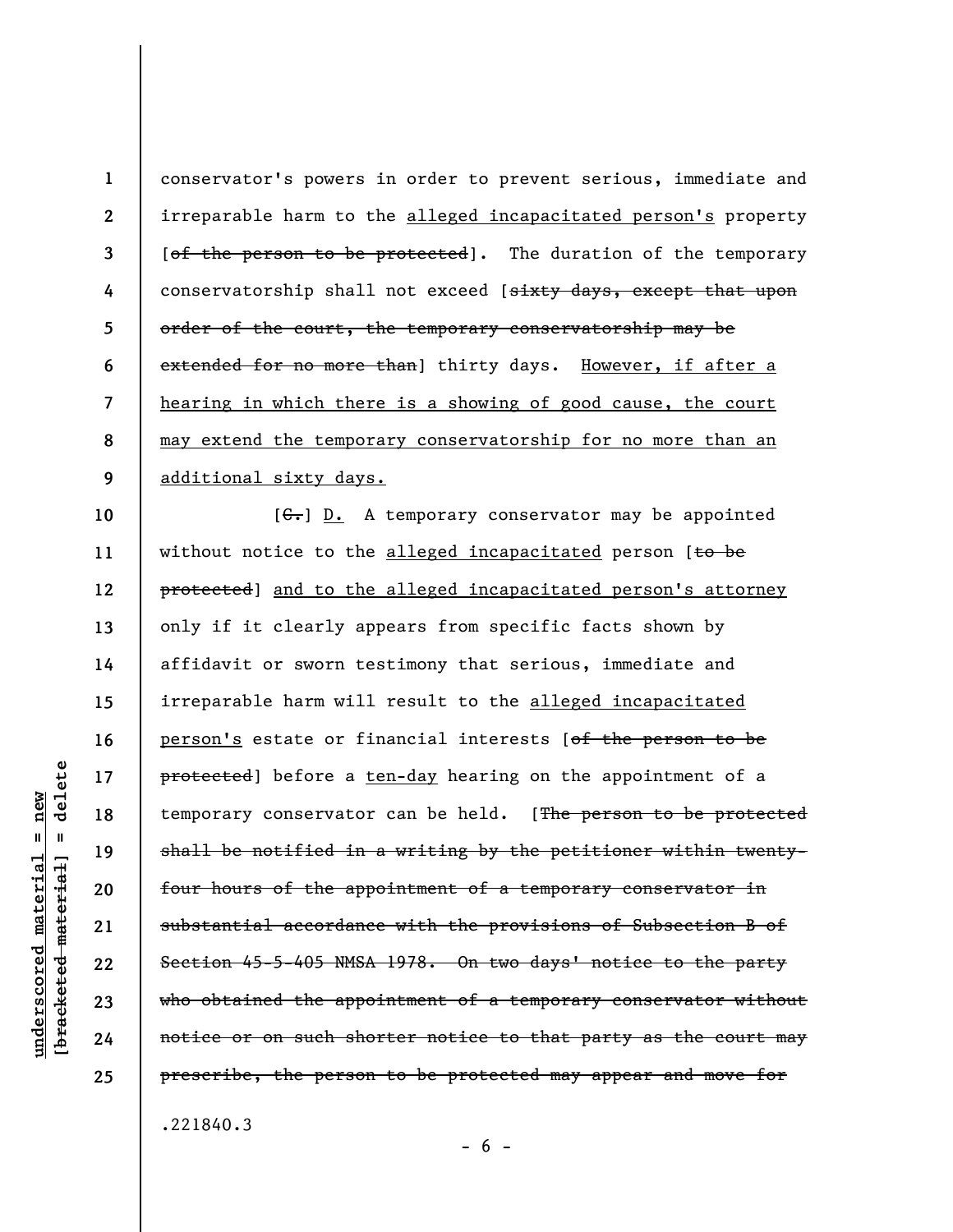conservator's powers in order to prevent serious, immediate and irreparable harm to the alleged incapacitated person's property [~~of the person to be protected~~]. The duration of the temporary conservatorship shall not exceed [~~sixty days, except that upon order of the court, the temporary conservatorship may be extended for no more than~~] thirty days. However, if after a hearing in which there is a showing of good cause, the court may extend the temporary conservatorship for no more than an additional sixty days.

[~~C.~~] D. A temporary conservator may be appointed without notice to the alleged incapacitated person [~~to be protected~~] and to the alleged incapacitated person's attorney only if it clearly appears from specific facts shown by affidavit or sworn testimony that serious, immediate and irreparable harm will result to the alleged incapacitated person's estate or financial interests [~~of the person to be protected~~] before a ten-day hearing on the appointment of a temporary conservator can be held. [~~The person to be protected shall be notified in a writing by the petitioner within twenty-four hours of the appointment of a temporary conservator in substantial accordance with the provisions of Subsection B of Section 45-5-405 NMSA 1978. On two days' notice to the party who obtained the appointment of a temporary conservator without notice or on such shorter notice to that party as the court may prescribe, the person to be protected may appear and move for~~

.221840.3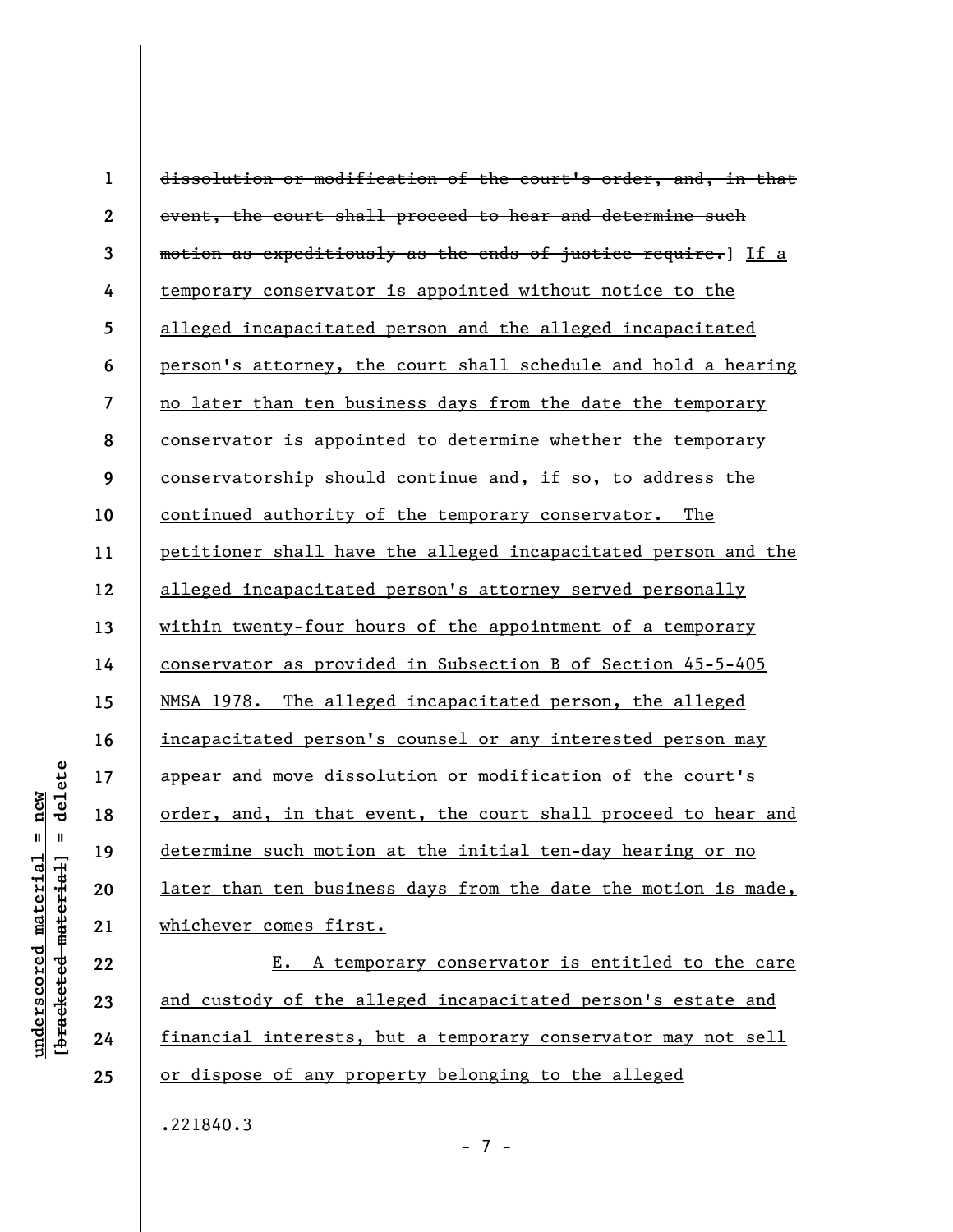[dissolution or modification of the court's order, and, in that event, the court shall proceed to hear and determine such motion as expeditiously as the ends of justice require.] If a temporary conservator is appointed without notice to the alleged incapacitated person and the alleged incapacitated person's attorney, the court shall schedule and hold a hearing no later than ten business days from the date the temporary conservator is appointed to determine whether the temporary conservatorship should continue and, if so, to address the continued authority of the temporary conservator. The petitioner shall have the alleged incapacitated person and the alleged incapacitated person's attorney served personally within twenty-four hours of the appointment of a temporary conservator as provided in Subsection B of Section 45-5-405 NMSA 1978. The alleged incapacitated person, the alleged incapacitated person's counsel or any interested person may appear and move dissolution or modification of the court's order, and, in that event, the court shall proceed to hear and determine such motion at the initial ten-day hearing or no later than ten business days from the date the motion is made, whichever comes first.

E. A temporary conservator is entitled to the care and custody of the alleged incapacitated person's estate and financial interests, but a temporary conservator may not sell or dispose of any property belonging to the alleged

.221840.3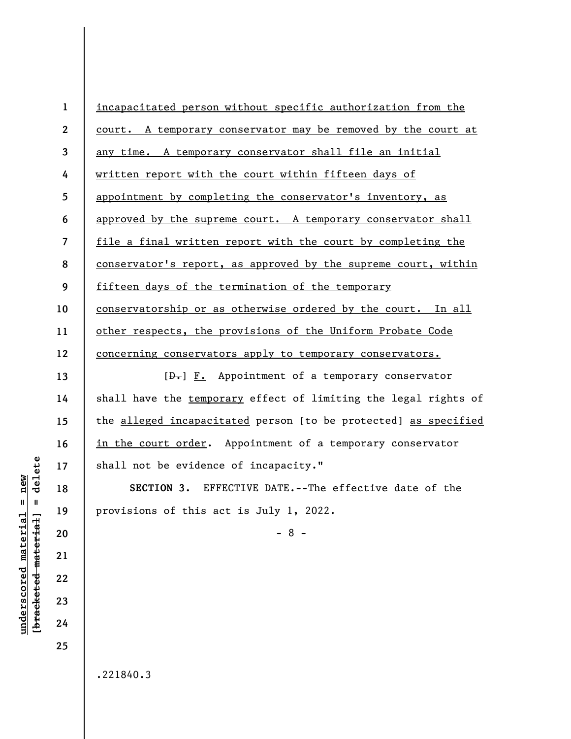incapacitated person without specific authorization from the court. A temporary conservator may be removed by the court at any time. A temporary conservator shall file an initial written report with the court within fifteen days of appointment by completing the conservator's inventory, as approved by the supreme court. A temporary conservator shall file a final written report with the court by completing the conservator's report, as approved by the supreme court, within fifteen days of the termination of the temporary conservatorship or as otherwise ordered by the court. In all other respects, the provisions of the Uniform Probate Code concerning conservators apply to temporary conservators.

[D.] F. Appointment of a temporary conservator shall have the temporary effect of limiting the legal rights of the alleged incapacitated person [to be protected] as specified in the court order. Appointment of a temporary conservator shall not be evidence of incapacity."

**SECTION 3.** EFFECTIVE DATE.--The effective date of the provisions of this act is July 1, 2022.

.221840.3